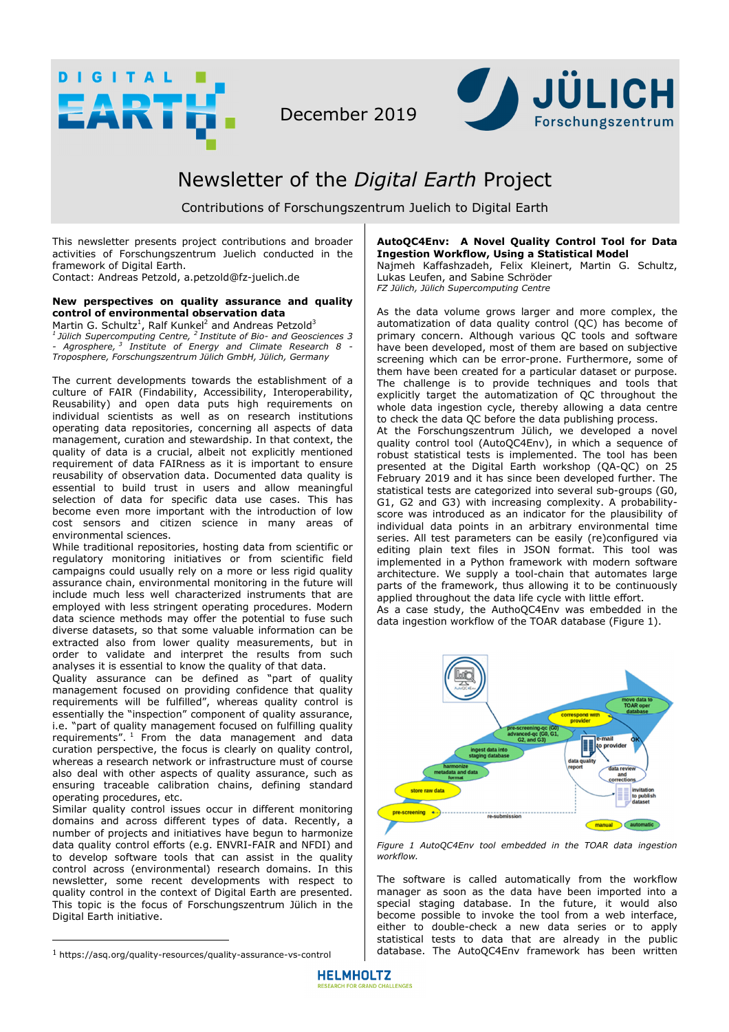December 2019

# Newsletter of the *Digital Earth* Project

Contributions of Forschungszentrum Juelich to Digital Earth

This newsletter presents project contributions and broader activities of Forschungszentrum Juelich conducted in the framework of Digital Earth.
Contact: Andreas Petzold, a.petzold@fz-juelich.de

## New perspectives on quality assurance and quality control of environmental observation data

Martin G. Schultz[1], Ralf Kunkel[2] and Andreas Petzold[3]

*[1] Jülich Supercomputing Centre, [2] Institute of Bio- and Geosciences 3 - Agrosphere, [3] Institute of Energy and Climate Research 8 - Troposphere, Forschungszentrum Jülich GmbH, Jülich, Germany*

The current developments towards the establishment of a culture of FAIR (Findability, Accessibility, Interoperability, Reusability) and open data puts high requirements on individual scientists as well as on research institutions operating data repositories, concerning all aspects of data management, curation and stewardship. In that context, the quality of data is a crucial, albeit not explicitly mentioned requirement of data FAIRness as it is important to ensure reusability of observation data. Documented data quality is essential to build trust in users and allow meaningful selection of data for specific data use cases. This has become even more important with the introduction of low cost sensors and citizen science in many areas of environmental sciences.

While traditional repositories, hosting data from scientific or regulatory monitoring initiatives or from scientific field campaigns could usually rely on a more or less rigid quality assurance chain, environmental monitoring in the future will include much less well characterized instruments that are employed with less stringent operating procedures. Modern data science methods may offer the potential to fuse such diverse datasets, so that some valuable information can be extracted also from lower quality measurements, but in order to validate and interpret the results from such analyses it is essential to know the quality of that data.

Quality assurance can be defined as "part of quality management focused on providing confidence that quality requirements will be fulfilled", whereas quality control is essentially the "inspection" component of quality assurance, i.e. "part of quality management focused on fulfilling quality requirements". [1] From the data management and data curation perspective, the focus is clearly on quality control, whereas a research network or infrastructure must of course also deal with other aspects of quality assurance, such as ensuring traceable calibration chains, defining standard operating procedures, etc.

Similar quality control issues occur in different monitoring domains and across different types of data. Recently, a number of projects and initiatives have begun to harmonize data quality control efforts (e.g. ENVRI-FAIR and NFDI) and to develop software tools that can assist in the quality control across (environmental) research domains. In this newsletter, some recent developments with respect to quality control in the context of Digital Earth are presented. This topic is the focus of Forschungszentrum Jülich in the Digital Earth initiative.

[1] https://asq.org/quality-resources/quality-assurance-vs-control

## AutoQC4Env: A Novel Quality Control Tool for Data Ingestion Workflow, Using a Statistical Model

Najmeh Kaffashzadeh, Felix Kleinert, Martin G. Schultz, Lukas Leufen, and Sabine Schröder

*FZ Jülich, Jülich Supercomputing Centre*

As the data volume grows larger and more complex, the automatization of data quality control (QC) has become of primary concern. Although various QC tools and software have been developed, most of them are based on subjective screening which can be error-prone. Furthermore, some of them have been created for a particular dataset or purpose. The challenge is to provide techniques and tools that explicitly target the automatization of QC throughout the whole data ingestion cycle, thereby allowing a data centre to check the data QC before the data publishing process.

At the Forschungszentrum Jülich, we developed a novel quality control tool (AutoQC4Env), in which a sequence of robust statistical tests is implemented. The tool has been presented at the Digital Earth workshop (QA-QC) on 25 February 2019 and it has since been developed further. The statistical tests are categorized into several sub-groups (G0, G1, G2 and G3) with increasing complexity. A probability-score was introduced as an indicator for the plausibility of individual data points in an arbitrary environmental time series. All test parameters can be easily (re)configured via editing plain text files in JSON format. This tool was implemented in a Python framework with modern software architecture. We supply a tool-chain that automates large parts of the framework, thus allowing it to be continuously applied throughout the data life cycle with little effort.

As a case study, the AuthoQC4Env was embedded in the data ingestion workflow of the TOAR database (Figure 1).

pre-screening
store raw data
harmonize metadata and data format
ingest data into staging database
pre-screening-qc (G0) advanced-qc (G0, G1, G2, and G3)
correspond with provider
move data to TOAR oper database
e-mail to provider
OK
data quality report
data review and corrections
invitation to publish dataset
re-submission
manual
automatic

*Figure 1 AutoQC4Env tool embedded in the TOAR data ingestion workflow.*

The software is called automatically from the workflow manager as soon as the data have been imported into a special staging database. In the future, it would also become possible to invoke the tool from a web interface, either to double-check a new data series or to apply statistical tests to data that are already in the public database. The AutoQC4Env framework has been written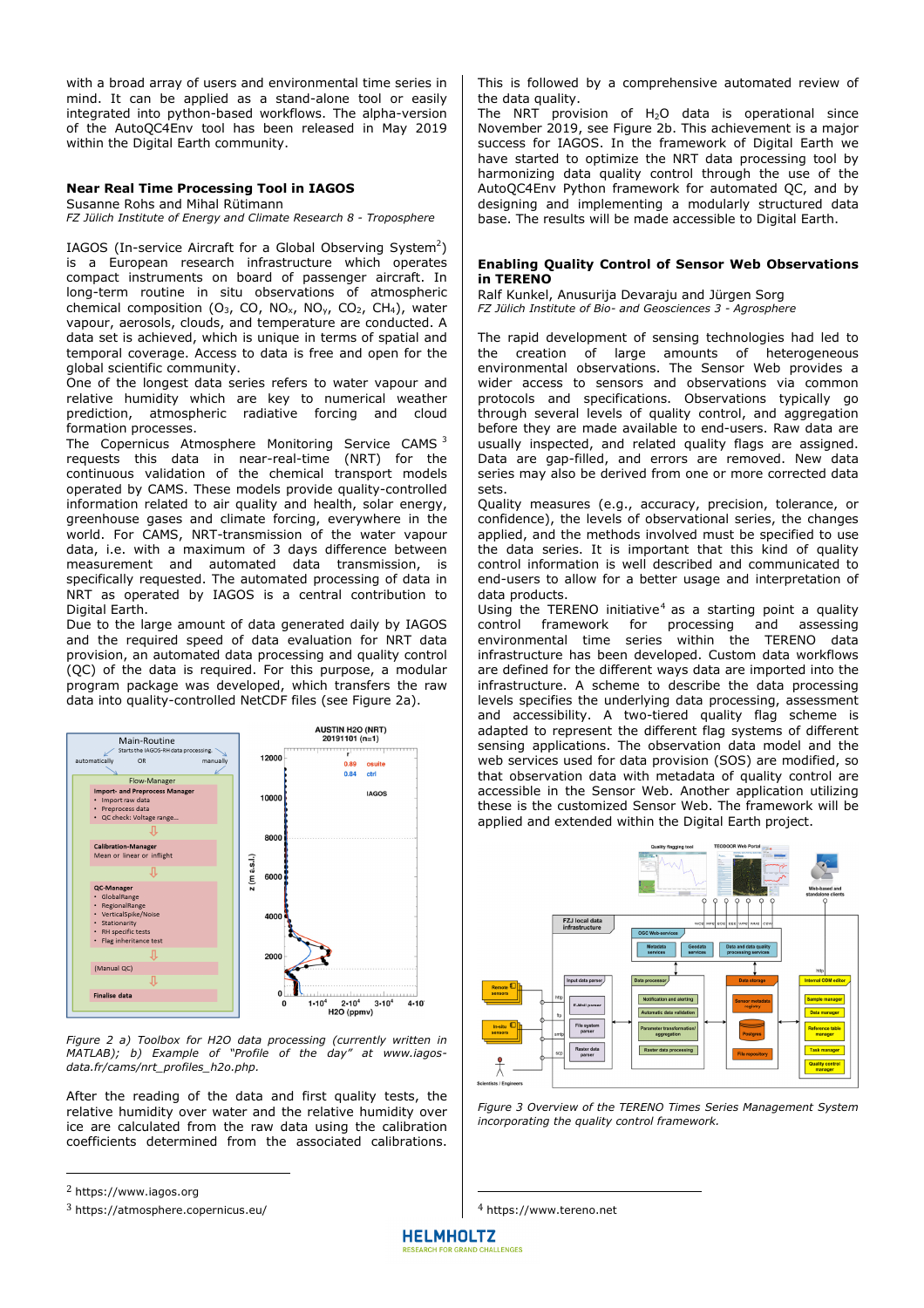with a broad array of users and environmental time series in mind. It can be applied as a stand-alone tool or easily integrated into python-based workflows. The alpha-version of the AutoQC4Env tool has been released in May 2019 within the Digital Earth community.

## Near Real Time Processing Tool in IAGOS

Susanne Rohs and Mihal Rütimann

*FZ Jülich Institute of Energy and Climate Research 8 - Troposphere*

IAGOS (In-service Aircraft for a Global Observing System[2]) is a European research infrastructure which operates compact instruments on board of passenger aircraft. In long-term routine in situ observations of atmospheric chemical composition ($O_3$, CO, $NO_x$, $NO_y$, $CO_2$, $CH_4$), water vapour, aerosols, clouds, and temperature are conducted. A data set is achieved, which is unique in terms of spatial and temporal coverage. Access to data is free and open for the global scientific community.

One of the longest data series refers to water vapour and relative humidity which are key to numerical weather prediction, atmospheric radiative forcing and cloud formation processes.

The Copernicus Atmosphere Monitoring Service CAMS [3] requests this data in near-real-time (NRT) for the continuous validation of the chemical transport models operated by CAMS. These models provide quality-controlled information related to air quality and health, solar energy, greenhouse gases and climate forcing, everywhere in the world. For CAMS, NRT-transmission of the water vapour data, i.e. with a maximum of 3 days difference between measurement and automated data transmission, is specifically requested. The automated processing of data in NRT as operated by IAGOS is a central contribution to Digital Earth.

Due to the large amount of data generated daily by IAGOS and the required speed of data evaluation for NRT data provision, an automated data processing and quality control (QC) of the data is required. For this purpose, a modular program package was developed, which transfers the raw data into quality-controlled NetCDF files (see Figure 2a).

Main-Routine
Starts the IAGOS-RH data processing
automatically OR manually
Flow-Manager
Import- and Preprocess Manager
- Import raw data
- Preprocess data
- QC check: Voltage range...
Calibration-Manager
Mean or linear or inflight
QC-Manager
- GlobalRange
- RegionalRange
- VerticalSpike/Noise
- Stationarity
- RH specific tests
- Flag inheritance test
(Manual QC)
Finalise data

AUSTIN H2O (NRT)
20191101 (n=1)
0.89 osuite
0.84 ctrl
IAGOS
z (m a.s.l.)
12000
10000
8000
6000
4000
2000
0
0 1·10⁴ 2·10⁴ 3·10⁴ 4·10⁴
H2O (ppmv)

*Figure 2 a) Toolbox for H2O data processing (currently written in MATLAB); b) Example of "Profile of the day" at www.iagos-data.fr/cams/nrt_profiles_h2o.php.*

After the reading of the data and first quality tests, the relative humidity over water and the relative humidity over ice are calculated from the raw data using the calibration coefficients determined from the associated calibrations. This is followed by a comprehensive automated review of the data quality.

The NRT provision of $H_2O$ data is operational since November 2019, see Figure 2b. This achievement is a major success for IAGOS. In the framework of Digital Earth we have started to optimize the NRT data processing tool by harmonizing data quality control through the use of the AutoQC4Env Python framework for automated QC, and by designing and implementing a modularly structured data base. The results will be made accessible to Digital Earth.

## Enabling Quality Control of Sensor Web Observations in TERENO

Ralf Kunkel, Anusurija Devaraju and Jürgen Sorg

*FZ Jülich Institute of Bio- and Geosciences 3 - Agrosphere*

The rapid development of sensing technologies had led to the creation of large amounts of heterogeneous environmental observations. The Sensor Web provides a wider access to sensors and observations via common protocols and specifications. Observations typically go through several levels of quality control, and aggregation before they are made available to end-users. Raw data are usually inspected, and related quality flags are assigned. Data are gap-filled, and errors are removed. New data series may also be derived from one or more corrected data sets.

Quality measures (e.g., accuracy, precision, tolerance, or confidence), the levels of observational series, the changes applied, and the methods involved must be specified to use the data series. It is important that this kind of quality control information is well described and communicated to end-users to allow for a better usage and interpretation of data products.

Using the TERENO initiative[4] as a starting point a quality control framework for processing and assessing environmental time series within the TERENO data infrastructure has been developed. Custom data workflows are defined for the different ways data are imported into the infrastructure. A scheme to describe the data processing levels specifies the underlying data processing, assessment and accessibility. A two-tiered quality flag scheme is adapted to represent the different flag systems of different sensing applications. The observation data model and the web services used for data provision (SOS) are modified, so that observation data with metadata of quality control are accessible in the Sensor Web. Another application utilizing these is the customized Sensor Web. The framework will be applied and extended within the Digital Earth project.

Quality flagging tool
TEODOOR Web Portal
Web-based and standalone clients
FZJ local data infrastructure
OGC Web-services
Metadata services
Geodata services
Data and data quality processing services
Remote sensors
In-situ sensors
Scientists / Engineers
Input data parser
E-Mail parser
File system parser
Raster data parser
Data processor
Notification and alerting
Automatic data validation
Parameter transformation/aggregation
Raster data processing
Data storage
Sensor metadata registry
Postgres
File repository
Internal ODM editor
Sample manager
Data manager
Reference table manager
Task manager
Quality control manager

*Figure 3 Overview of the TERENO Times Series Management System incorporating the quality control framework.*

---

[2] https://www.iagos.org

[3] https://atmosphere.copernicus.eu/

[4] https://www.tereno.net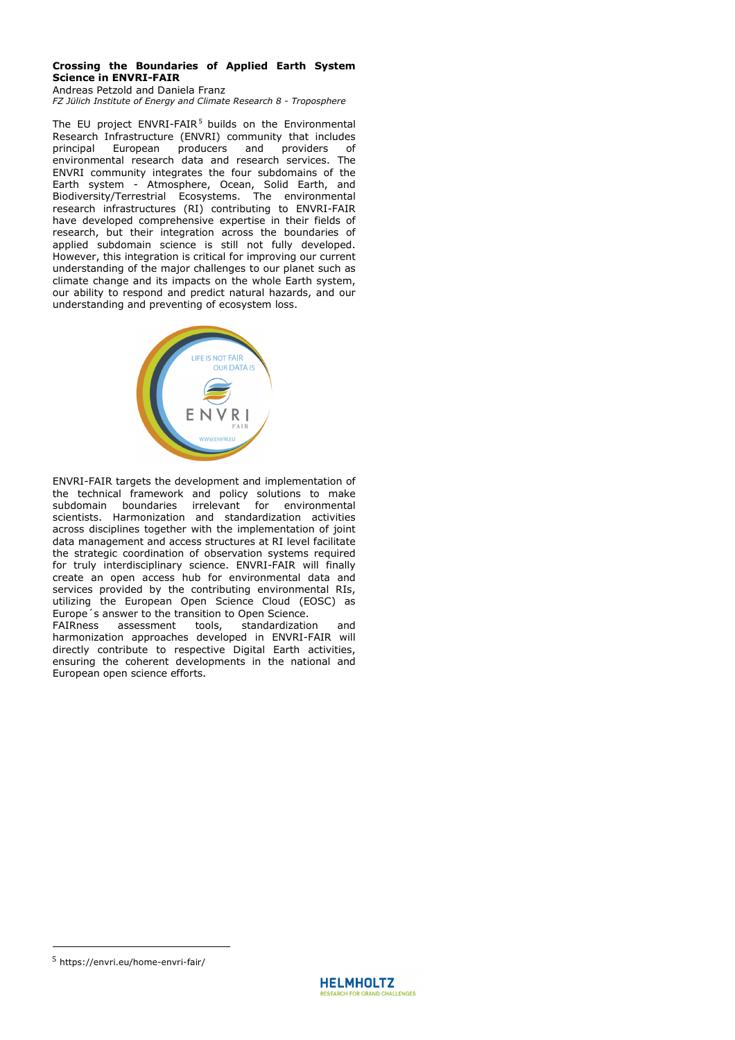### Crossing the Boundaries of Applied Earth System Science in ENVRI-FAIR

Andreas Petzold and Daniela Franz

*FZ Jülich Institute of Energy and Climate Research 8 - Troposphere*

The EU project ENVRI-FAIR[5] builds on the Environmental Research Infrastructure (ENVRI) community that includes principal European producers and providers of environmental research data and research services. The ENVRI community integrates the four subdomains of the Earth system - Atmosphere, Ocean, Solid Earth, and Biodiversity/Terrestrial Ecosystems. The environmental research infrastructures (RI) contributing to ENVRI-FAIR have developed comprehensive expertise in their fields of research, but their integration across the boundaries of applied subdomain science is still not fully developed. However, this integration is critical for improving our current understanding of the major challenges to our planet such as climate change and its impacts on the whole Earth system, our ability to respond and predict natural hazards, and our understanding and preventing of ecosystem loss.

LIFE IS NOT FAIR
OUR DATA IS
ENVRI
FAIR
WWW.ENVRI.EU

ENVRI-FAIR targets the development and implementation of the technical framework and policy solutions to make subdomain boundaries irrelevant for environmental scientists. Harmonization and standardization activities across disciplines together with the implementation of joint data management and access structures at RI level facilitate the strategic coordination of observation systems required for truly interdisciplinary science. ENVRI-FAIR will finally create an open access hub for environmental data and services provided by the contributing environmental RIs, utilizing the European Open Science Cloud (EOSC) as Europe´s answer to the transition to Open Science.

FAIRness assessment tools, standardization and harmonization approaches developed in ENVRI-FAIR will directly contribute to respective Digital Earth activities, ensuring the coherent developments in the national and European open science efforts.

[5] https://envri.eu/home-envri-fair/